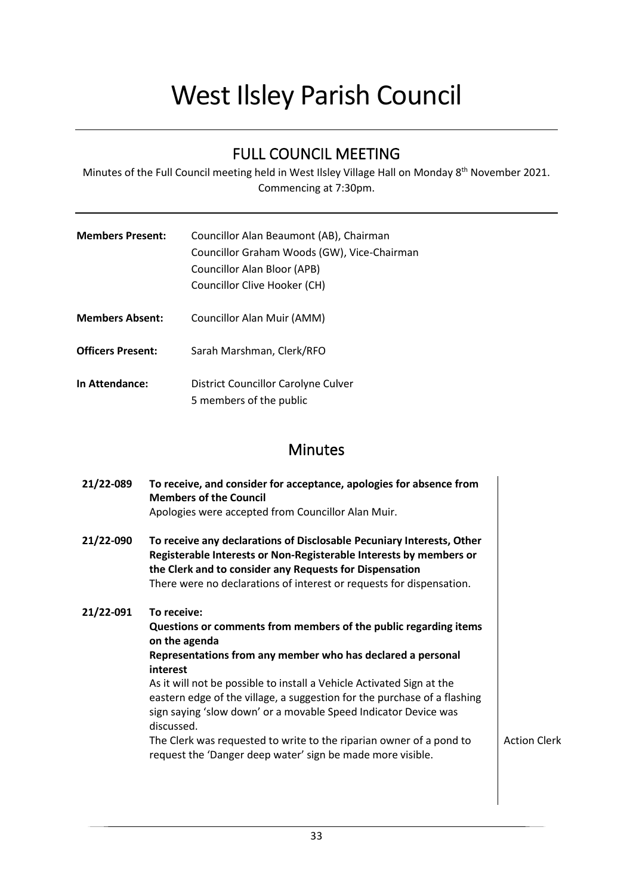# West Ilsley Parish Council

## FULL COUNCIL MEETING

Minutes of the Full Council meeting held in West Ilsley Village Hall on Monday 8th November 2021. Commencing at 7:30pm.

**Members Present:** Councillor Alan Beaumont (AB), Chairman
Councillor Graham Woods (GW), Vice-Chairman
Councillor Alan Bloor (APB)
Councillor Clive Hooker (CH)

**Members Absent:** Councillor Alan Muir (AMM)

**Officers Present:** Sarah Marshman, Clerk/RFO

**In Attendance:** District Councillor Carolyne Culver
5 members of the public

## Minutes

| | | |
|---|---|---|
| **21/22-089** | **To receive, and consider for acceptance, apologies for absence from Members of the Council**<br>Apologies were accepted from Councillor Alan Muir. | |
| **21/22-090** | **To receive any declarations of Disclosable Pecuniary Interests, Other Registerable Interests or Non-Registerable Interests by members or the Clerk and to consider any Requests for Dispensation**<br>There were no declarations of interest or requests for dispensation. | |
| **21/22-091** | **To receive:**<br>**Questions or comments from members of the public regarding items on the agenda**<br>**Representations from any member who has declared a personal interest**<br>As it will not be possible to install a Vehicle Activated Sign at the eastern edge of the village, a suggestion for the purchase of a flashing sign saying 'slow down' or a movable Speed Indicator Device was discussed.<br>The Clerk was requested to write to the riparian owner of a pond to request the 'Danger deep water' sign be made more visible. | Action Clerk |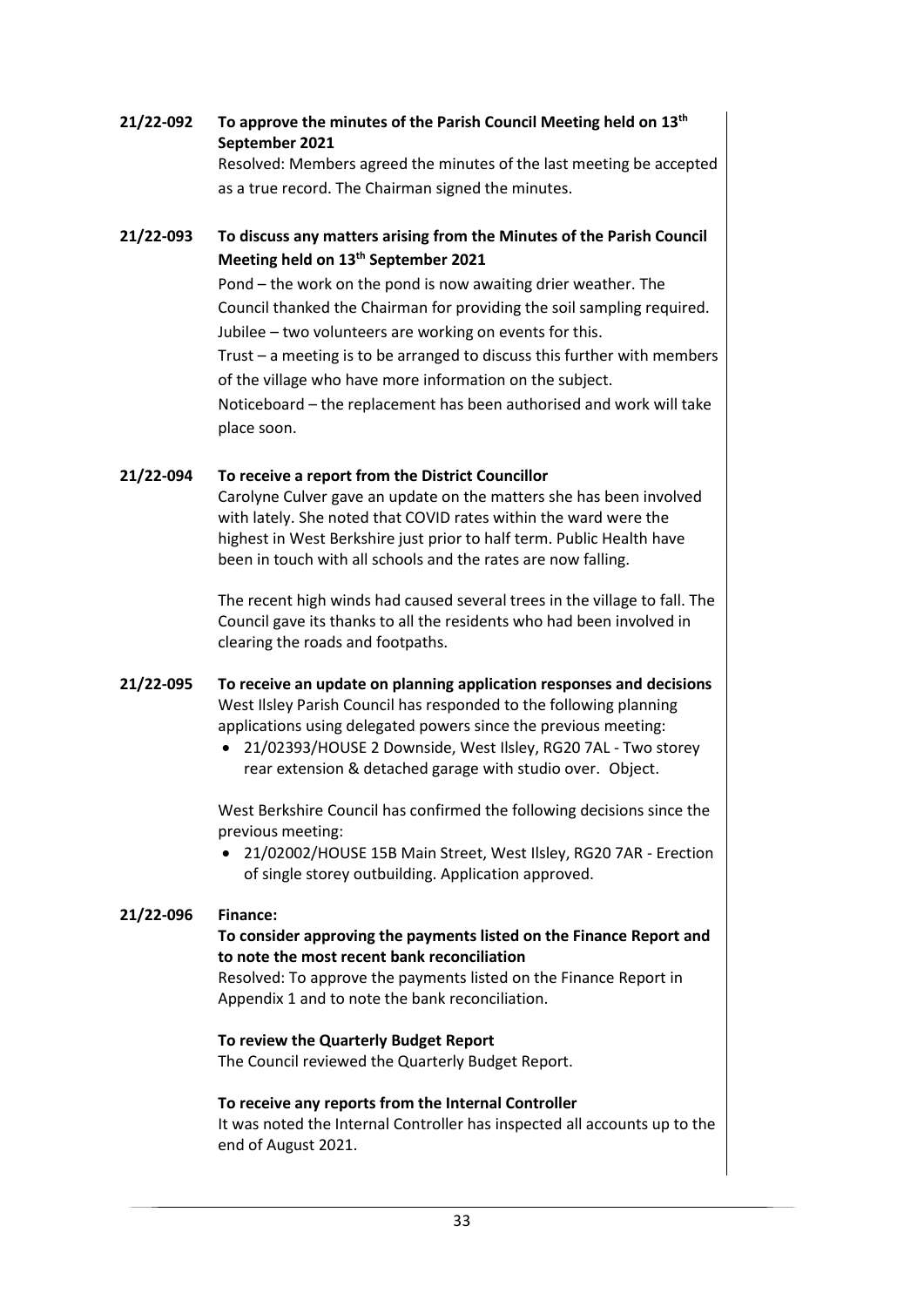**21/22-092 To approve the minutes of the Parish Council Meeting held on 13th September 2021**

Resolved: Members agreed the minutes of the last meeting be accepted as a true record. The Chairman signed the minutes.

**21/22-093 To discuss any matters arising from the Minutes of the Parish Council Meeting held on 13th September 2021**

Pond – the work on the pond is now awaiting drier weather. The Council thanked the Chairman for providing the soil sampling required.
Jubilee – two volunteers are working on events for this.
Trust – a meeting is to be arranged to discuss this further with members of the village who have more information on the subject.
Noticeboard – the replacement has been authorised and work will take place soon.

**21/22-094 To receive a report from the District Councillor**

Carolyne Culver gave an update on the matters she has been involved with lately. She noted that COVID rates within the ward were the highest in West Berkshire just prior to half term. Public Health have been in touch with all schools and the rates are now falling.

The recent high winds had caused several trees in the village to fall. The Council gave its thanks to all the residents who had been involved in clearing the roads and footpaths.

**21/22-095 To receive an update on planning application responses and decisions**

West Ilsley Parish Council has responded to the following planning applications using delegated powers since the previous meeting:

- 21/02393/HOUSE 2 Downside, West Ilsley, RG20 7AL - Two storey rear extension & detached garage with studio over. Object.

West Berkshire Council has confirmed the following decisions since the previous meeting:

- 21/02002/HOUSE 15B Main Street, West Ilsley, RG20 7AR - Erection of single storey outbuilding. Application approved.

**21/22-096 Finance:**

**To consider approving the payments listed on the Finance Report and to note the most recent bank reconciliation**

Resolved: To approve the payments listed on the Finance Report in Appendix 1 and to note the bank reconciliation.

**To review the Quarterly Budget Report**

The Council reviewed the Quarterly Budget Report.

**To receive any reports from the Internal Controller**

It was noted the Internal Controller has inspected all accounts up to the end of August 2021.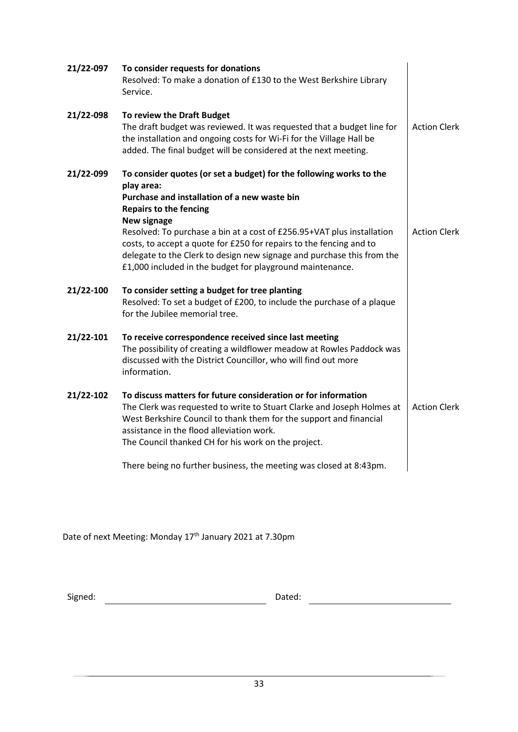| | | |
|---|---|---|
| **21/22-097** | **To consider requests for donations**<br>Resolved: To make a donation of £130 to the West Berkshire Library Service. | |
| **21/22-098** | **To review the Draft Budget**<br>The draft budget was reviewed. It was requested that a budget line for the installation and ongoing costs for Wi-Fi for the Village Hall be added. The final budget will be considered at the next meeting. | Action Clerk |
| **21/22-099** | **To consider quotes (or set a budget) for the following works to the play area:**<br>**Purchase and installation of a new waste bin**<br>**Repairs to the fencing**<br>**New signage**<br>Resolved: To purchase a bin at a cost of £256.95+VAT plus installation costs, to accept a quote for £250 for repairs to the fencing and to delegate to the Clerk to design new signage and purchase this from the £1,000 included in the budget for playground maintenance. | Action Clerk |
| **21/22-100** | **To consider setting a budget for tree planting**<br>Resolved: To set a budget of £200, to include the purchase of a plaque for the Jubilee memorial tree. | |
| **21/22-101** | **To receive correspondence received since last meeting**<br>The possibility of creating a wildflower meadow at Rowles Paddock was discussed with the District Councillor, who will find out more information. | |
| **21/22-102** | **To discuss matters for future consideration or for information**<br>The Clerk was requested to write to Stuart Clarke and Joseph Holmes at West Berkshire Council to thank them for the support and financial assistance in the flood alleviation work.<br>The Council thanked CH for his work on the project.<br><br>There being no further business, the meeting was closed at 8:43pm. | Action Clerk |

Date of next Meeting: Monday 17th January 2021 at 7.30pm

Signed: ______________________________ Dated: ______________________________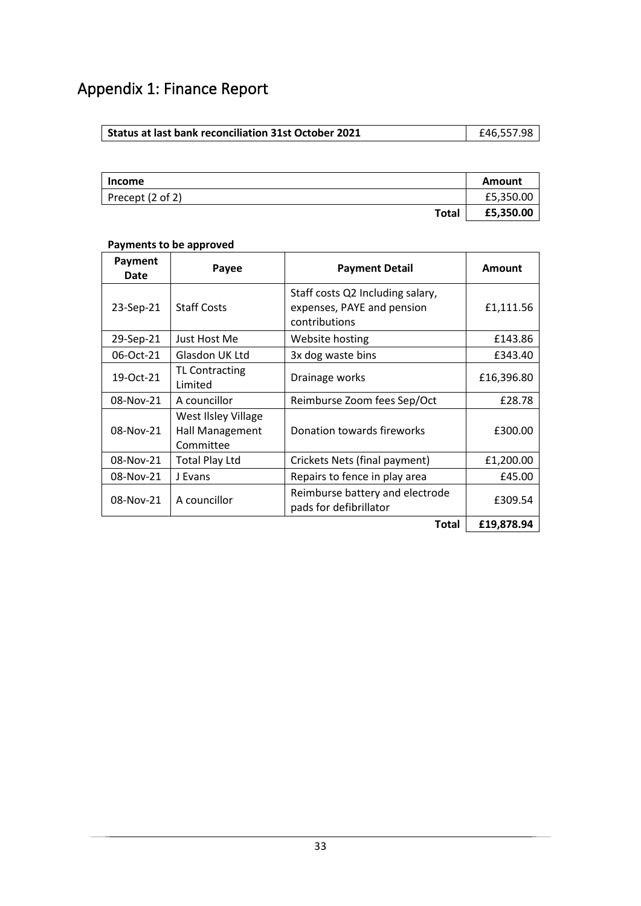# Appendix 1: Finance Report

| | |
|---|---|
| **Status at last bank reconciliation 31st October 2021** | £46,557.98 |

| Income | Amount |
|---|---|
| Precept (2 of 2) | £5,350.00 |
| **Total** | **£5,350.00** |

**Payments to be approved**

| Payment Date | Payee | Payment Detail | Amount |
|---|---|---|---|
| 23-Sep-21 | Staff Costs | Staff costs Q2 Including salary, expenses, PAYE and pension contributions | £1,111.56 |
| 29-Sep-21 | Just Host Me | Website hosting | £143.86 |
| 06-Oct-21 | Glasdon UK Ltd | 3x dog waste bins | £343.40 |
| 19-Oct-21 | TL Contracting Limited | Drainage works | £16,396.80 |
| 08-Nov-21 | A councillor | Reimburse Zoom fees Sep/Oct | £28.78 |
| 08-Nov-21 | West Ilsley Village Hall Management Committee | Donation towards fireworks | £300.00 |
| 08-Nov-21 | Total Play Ltd | Crickets Nets (final payment) | £1,200.00 |
| 08-Nov-21 | J Evans | Repairs to fence in play area | £45.00 |
| 08-Nov-21 | A councillor | Reimburse battery and electrode pads for defibrillator | £309.54 |
| | | **Total** | **£19,878.94** |